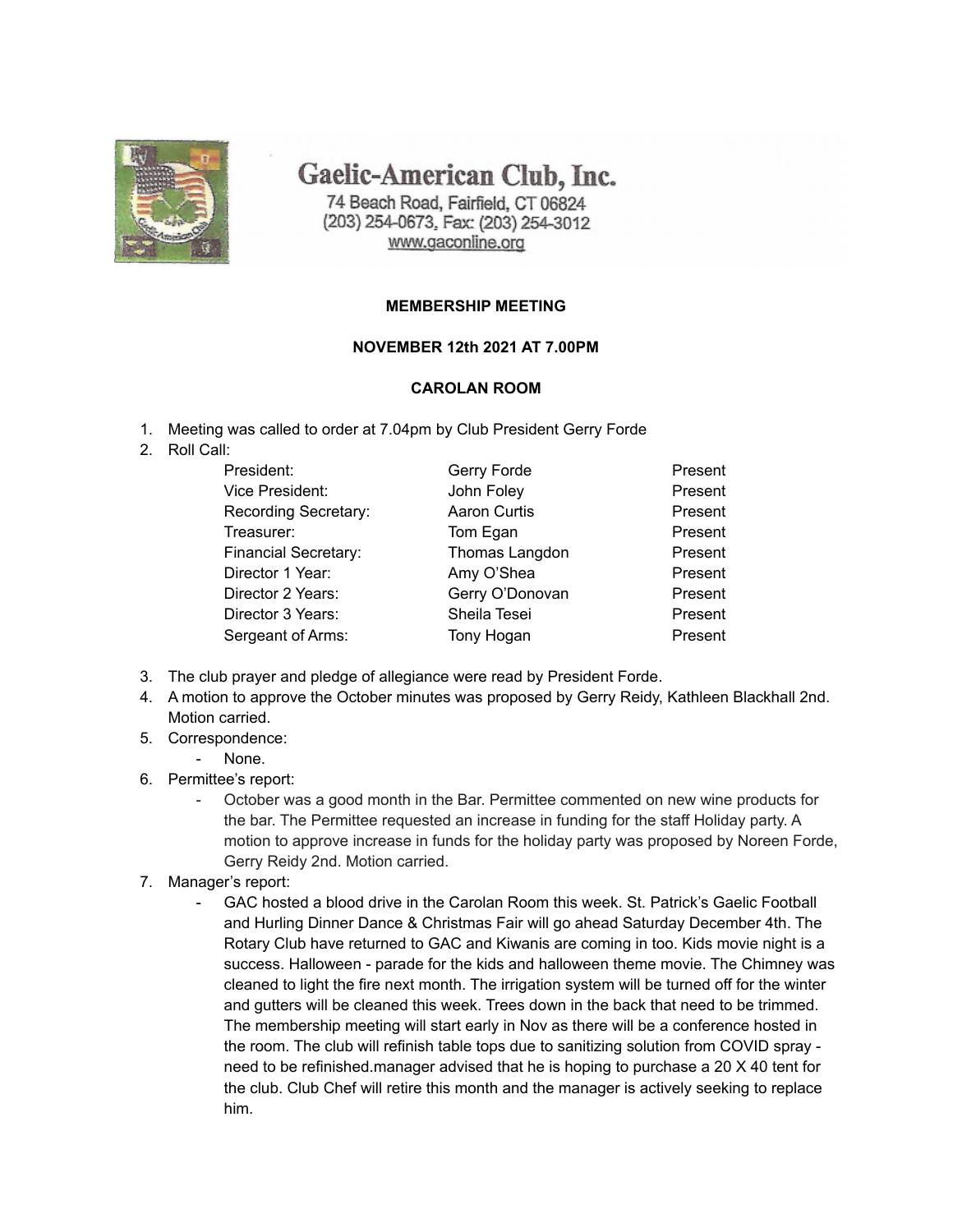# Gaelic-American Club, Inc.

74 Beach Road, Fairfield, CT 06824
(203) 254-0673, Fax: (203) 254-3012
www.gaconline.org

**MEMBERSHIP MEETING**

**NOVEMBER 12th 2021 AT 7.00PM**

**CAROLAN ROOM**

1. Meeting was called to order at 7.04pm by Club President Gerry Forde
2. Roll Call:

| | | |
|---|---|---|
| President: | Gerry Forde | Present |
| Vice President: | John Foley | Present |
| Recording Secretary: | Aaron Curtis | Present |
| Treasurer: | Tom Egan | Present |
| Financial Secretary: | Thomas Langdon | Present |
| Director 1 Year: | Amy O'Shea | Present |
| Director 2 Years: | Gerry O'Donovan | Present |
| Director 3 Years: | Sheila Tesei | Present |
| Sergeant of Arms: | Tony Hogan | Present |

3. The club prayer and pledge of allegiance were read by President Forde.
4. A motion to approve the October minutes was proposed by Gerry Reidy, Kathleen Blackhall 2nd. Motion carried.
5. Correspondence:
   - None.
6. Permittee's report:
   - October was a good month in the Bar. Permittee commented on new wine products for the bar. The Permittee requested an increase in funding for the staff Holiday party. A motion to approve increase in funds for the holiday party was proposed by Noreen Forde, Gerry Reidy 2nd. Motion carried.
7. Manager's report:
   - GAC hosted a blood drive in the Carolan Room this week. St. Patrick's Gaelic Football and Hurling Dinner Dance & Christmas Fair will go ahead Saturday December 4th. The Rotary Club have returned to GAC and Kiwanis are coming in too. Kids movie night is a success. Halloween - parade for the kids and halloween theme movie. The Chimney was cleaned to light the fire next month. The irrigation system will be turned off for the winter and gutters will be cleaned this week. Trees down in the back that need to be trimmed. The membership meeting will start early in Nov as there will be a conference hosted in the room. The club will refinish table tops due to sanitizing solution from COVID spray - need to be refinished.manager advised that he is hoping to purchase a 20 X 40 tent for the club. Club Chef will retire this month and the manager is actively seeking to replace him.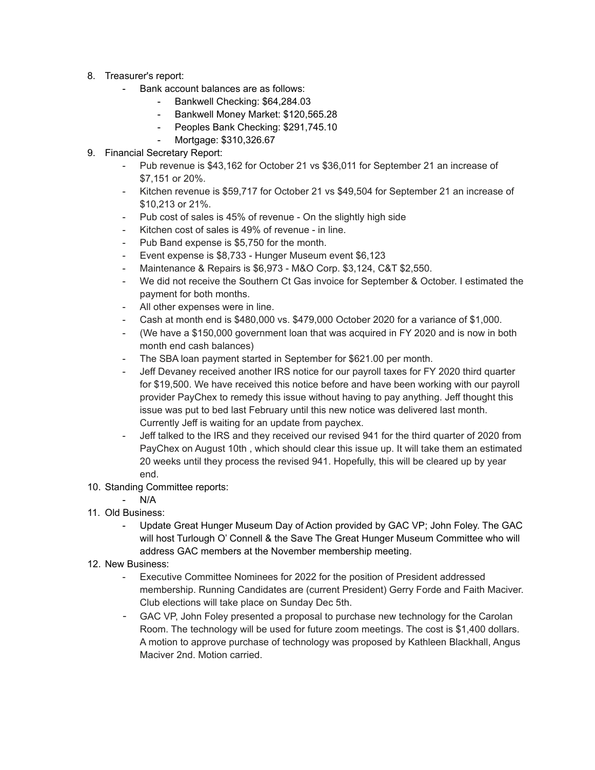8. Treasurer's report:
    - Bank account balances are as follows:
        - Bankwell Checking: $64,284.03
        - Bankwell Money Market: $120,565.28
        - Peoples Bank Checking: $291,745.10
        - Mortgage: $310,326.67
9. Financial Secretary Report:
    - Pub revenue is $43,162 for October 21 vs $36,011 for September 21 an increase of $7,151 or 20%.
    - Kitchen revenue is $59,717 for October 21 vs $49,504 for September 21 an increase of $10,213 or 21%.
    - Pub cost of sales is 45% of revenue - On the slightly high side
    - Kitchen cost of sales is 49% of revenue - in line.
    - Pub Band expense is $5,750 for the month.
    - Event expense is $8,733 - Hunger Museum event $6,123
    - Maintenance & Repairs is $6,973 - M&O Corp. $3,124, C&T $2,550.
    - We did not receive the Southern Ct Gas invoice for September & October. I estimated the payment for both months.
    - All other expenses were in line.
    - Cash at month end is $480,000 vs. $479,000 October 2020 for a variance of $1,000.
    - (We have a $150,000 government loan that was acquired in FY 2020 and is now in both month end cash balances)
    - The SBA loan payment started in September for $621.00 per month.
    - Jeff Devaney received another IRS notice for our payroll taxes for FY 2020 third quarter for $19,500. We have received this notice before and have been working with our payroll provider PayChex to remedy this issue without having to pay anything. Jeff thought this issue was put to bed last February until this new notice was delivered last month. Currently Jeff is waiting for an update from paychex.
    - Jeff talked to the IRS and they received our revised 941 for the third quarter of 2020 from PayChex on August 10th , which should clear this issue up. It will take them an estimated 20 weeks until they process the revised 941. Hopefully, this will be cleared up by year end.
10. Standing Committee reports:
    - N/A
11. Old Business:
    - Update Great Hunger Museum Day of Action provided by GAC VP; John Foley. The GAC will host Turlough O' Connell & the Save The Great Hunger Museum Committee who will address GAC members at the November membership meeting.
12. New Business:
    - Executive Committee Nominees for 2022 for the position of President addressed membership. Running Candidates are (current President) Gerry Forde and Faith Maciver. Club elections will take place on Sunday Dec 5th.
    - GAC VP, John Foley presented a proposal to purchase new technology for the Carolan Room. The technology will be used for future zoom meetings. The cost is $1,400 dollars. A motion to approve purchase of technology was proposed by Kathleen Blackhall, Angus Maciver 2nd. Motion carried.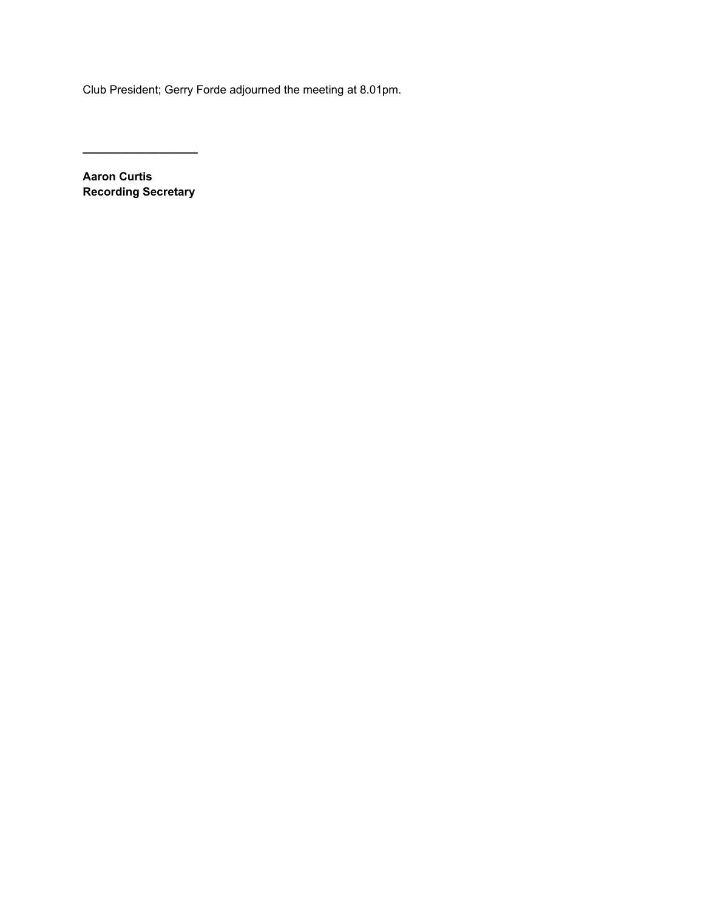Club President; Gerry Forde adjourned the meeting at 8.01pm.

\_\_\_\_\_\_\_\_\_\_\_\_\_\_\_\_\_\_\_

**Aaron Curtis**
**Recording Secretary**